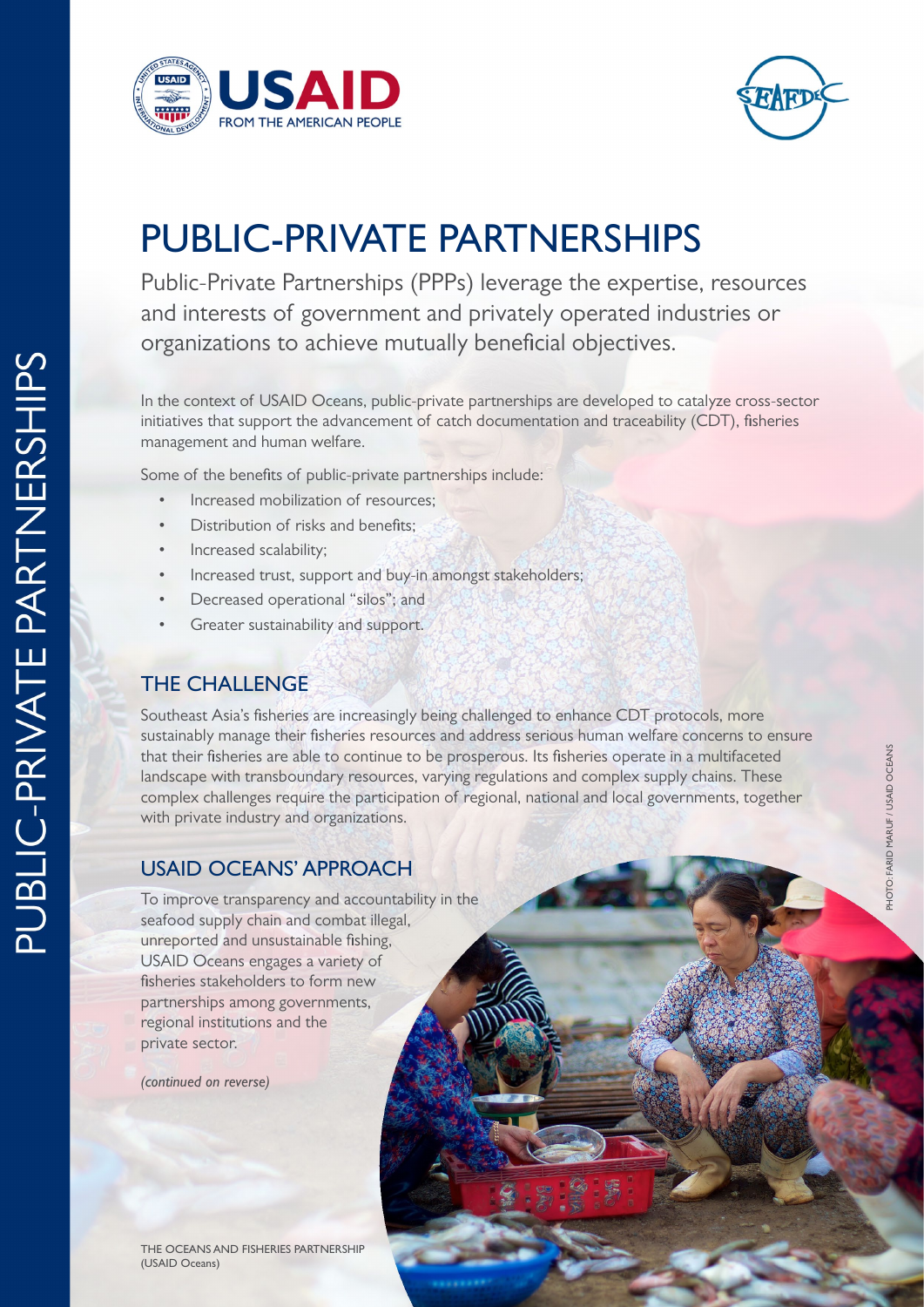# PUBLIC-PRIVATE PARTNERSHIPS

Public-Private Partnerships (PPPs) leverage the expertise, resources and interests of government and privately operated industries or organizations to achieve mutually beneficial objectives.

In the context of USAID Oceans, public-private partnerships are developed to catalyze cross-sector initiatives that support the advancement of catch documentation and traceability (CDT), fisheries management and human welfare.

Some of the benefits of public-private partnerships include:

- Increased mobilization of resources;
- Distribution of risks and benefits;
- Increased scalability;
- Increased trust, support and buy-in amongst stakeholders;
- Decreased operational "silos"; and
- Greater sustainability and support.

## THE CHALLENGE

Southeast Asia's fisheries are increasingly being challenged to enhance CDT protocols, more sustainably manage their fisheries resources and address serious human welfare concerns to ensure that their fisheries are able to continue to be prosperous. Its fisheries operate in a multifaceted landscape with transboundary resources, varying regulations and complex supply chains. These complex challenges require the participation of regional, national and local governments, together with private industry and organizations.

## USAID OCEANS' APPROACH

To improve transparency and accountability in the seafood supply chain and combat illegal, unreported and unsustainable fishing, USAID Oceans engages a variety of fisheries stakeholders to form new partnerships among governments, regional institutions and the private sector.

*(continued on reverse)*

PHOTO: FARID MARUF / USAID OCEANS

THE OCEANS AND FISHERIES PARTNERSHIP (USAID Oceans)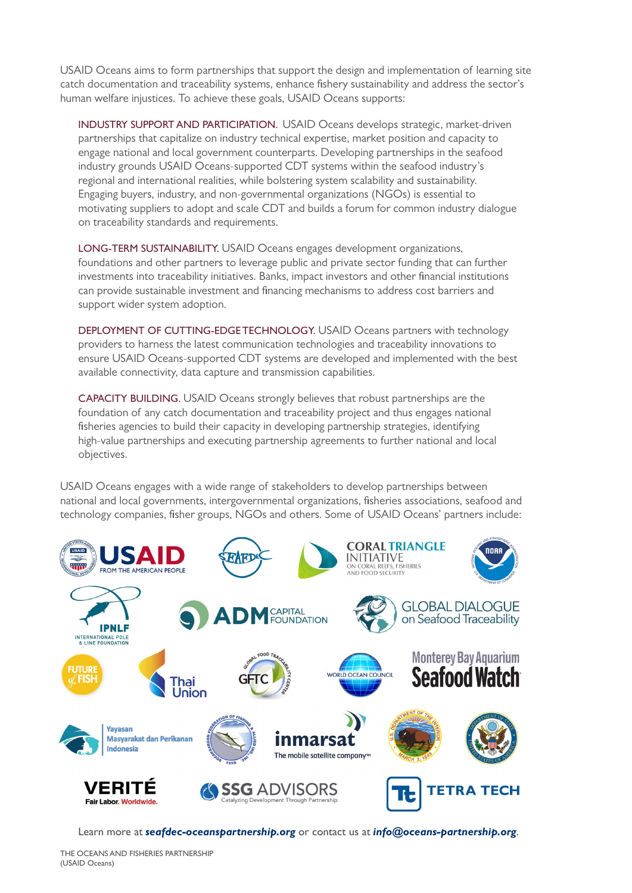USAID Oceans aims to form partnerships that support the design and implementation of learning site catch documentation and traceability systems, enhance fishery sustainability and address the sector's human welfare injustices. To achieve these goals, USAID Oceans supports:

INDUSTRY SUPPORT AND PARTICIPATION. USAID Oceans develops strategic, market-driven partnerships that capitalize on industry technical expertise, market position and capacity to engage national and local government counterparts. Developing partnerships in the seafood industry grounds USAID Oceans-supported CDT systems within the seafood industry's regional and international realities, while bolstering system scalability and sustainability. Engaging buyers, industry, and non-governmental organizations (NGOs) is essential to motivating suppliers to adopt and scale CDT and builds a forum for common industry dialogue on traceability standards and requirements.

LONG-TERM SUSTAINABILITY. USAID Oceans engages development organizations, foundations and other partners to leverage public and private sector funding that can further investments into traceability initiatives. Banks, impact investors and other financial institutions can provide sustainable investment and financing mechanisms to address cost barriers and support wider system adoption.

DEPLOYMENT OF CUTTING-EDGE TECHNOLOGY. USAID Oceans partners with technology providers to harness the latest communication technologies and traceability innovations to ensure USAID Oceans-supported CDT systems are developed and implemented with the best available connectivity, data capture and transmission capabilities.

CAPACITY BUILDING. USAID Oceans strongly believes that robust partnerships are the foundation of any catch documentation and traceability project and thus engages national fisheries agencies to build their capacity in developing partnership strategies, identifying high-value partnerships and executing partnership agreements to further national and local objectives.

USAID Oceans engages with a wide range of stakeholders to develop partnerships between national and local governments, intergovernmental organizations, fisheries associations, seafood and technology companies, fisher groups, NGOs and others. Some of USAID Oceans' partners include:

USAID FROM THE AMERICAN PEOPLE
SEAFDEC
CORAL TRIANGLE INITIATIVE ON CORAL REEFS, FISHERIES AND FOOD SECURITY
NOAA
IPNLF INTERNATIONAL POLE & LINE FOUNDATION
ADM CAPITAL FOUNDATION
GLOBAL DIALOGUE on Seafood Traceability
FUTURE of FISH
Thai Union
GFTC GLOBAL FOOD TRACEABILITY CENTER
WORLD OCEAN COUNCIL
Monterey Bay Aquarium Seafood Watch
Yayasan Masyarakat dan Perikanan Indonesia
SOCSKSARGEN FEDERATION OF FISHING & ALLIED IND. INC. 1999
inmarsat The mobile satellite company™
U.S. DEPARTMENT OF THE INTERIOR MARCH 3, 1849
DEPARTMENT OF STATE UNITED STATES OF AMERICA
VERITÉ Fair Labor. Worldwide.
SSG ADVISORS Catalyzing Development Through Partnership
TETRA TECH

Learn more at ***seafdec-oceanspartnership.org*** or contact us at ***info@oceans-partnership.org***.

THE OCEANS AND FISHERIES PARTNERSHIP
(USAID Oceans)